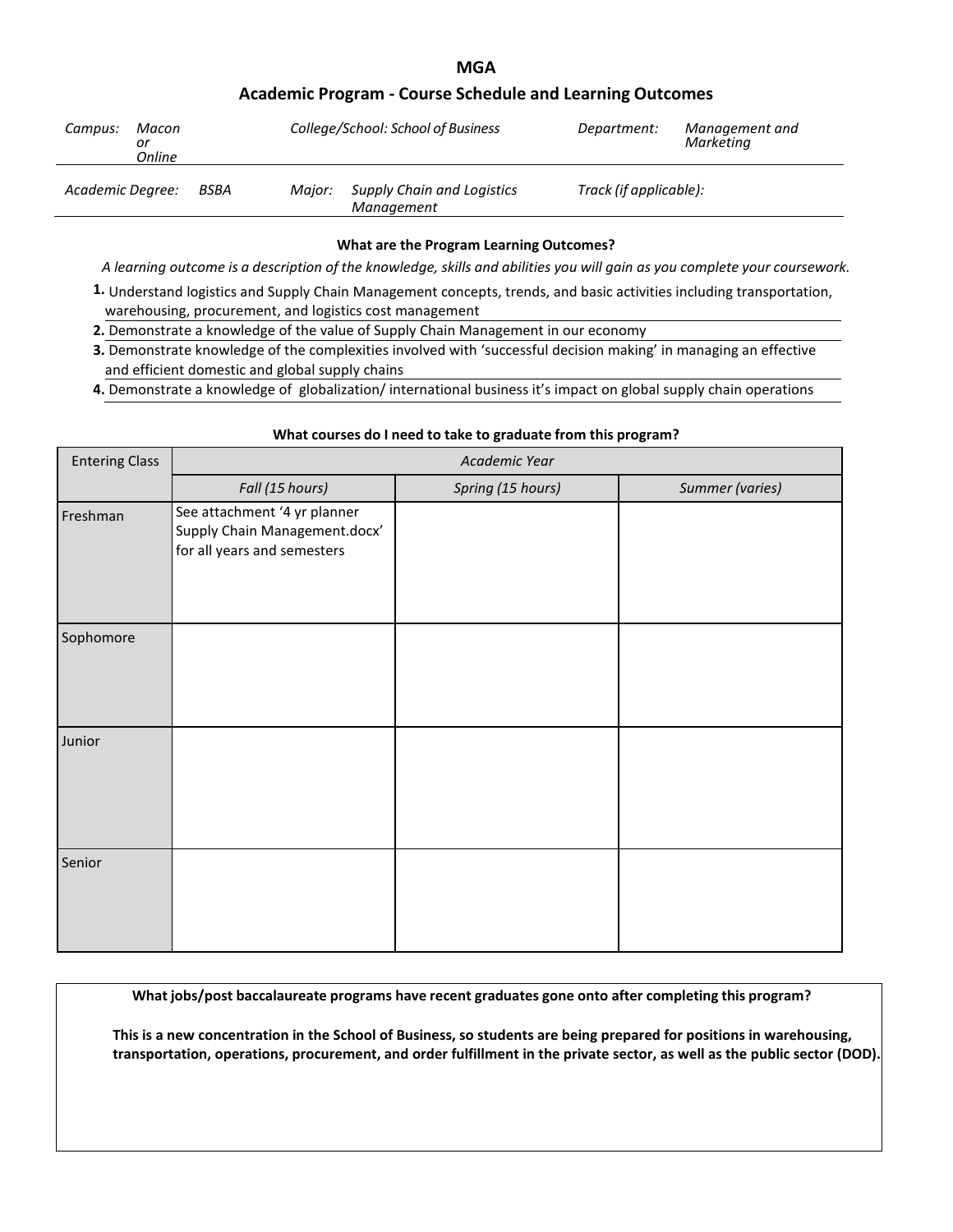# MGA

## Academic Program - Course Schedule and Learning Outcomes

| *Campus:* | *Macon or Online* | *College/School: School of Business* | *Department:* | *Management and Marketing* |
|---|---|---|---|---|
| *Academic Degree:* | *BSBA* | *Major: Supply Chain and Logistics Management* | *Track (if applicable):* | |

### What are the Program Learning Outcomes?

*A learning outcome is a description of the knowledge, skills and abilities you will gain as you complete your coursework.*

1. Understand logistics and Supply Chain Management concepts, trends, and basic activities including transportation, warehousing, procurement, and logistics cost management
2. Demonstrate a knowledge of the value of Supply Chain Management in our economy
3. Demonstrate knowledge of the complexities involved with 'successful decision making' in managing an effective and efficient domestic and global supply chains
4. Demonstrate a knowledge of globalization/ international business it's impact on global supply chain operations

### What courses do I need to take to graduate from this program?

| Entering Class | *Academic Year* | | |
|---|---|---|---|
| | *Fall (15 hours)* | *Spring (15 hours)* | *Summer (varies)* |
| Freshman | See attachment '4 yr planner Supply Chain Management.docx' for all years and semesters | | |
| Sophomore | | | |
| Junior | | | |
| Senior | | | |

**What jobs/post baccalaureate programs have recent graduates gone onto after completing this program?**

**This is a new concentration in the School of Business, so students are being prepared for positions in warehousing, transportation, operations, procurement, and order fulfillment in the private sector, as well as the public sector (DOD).**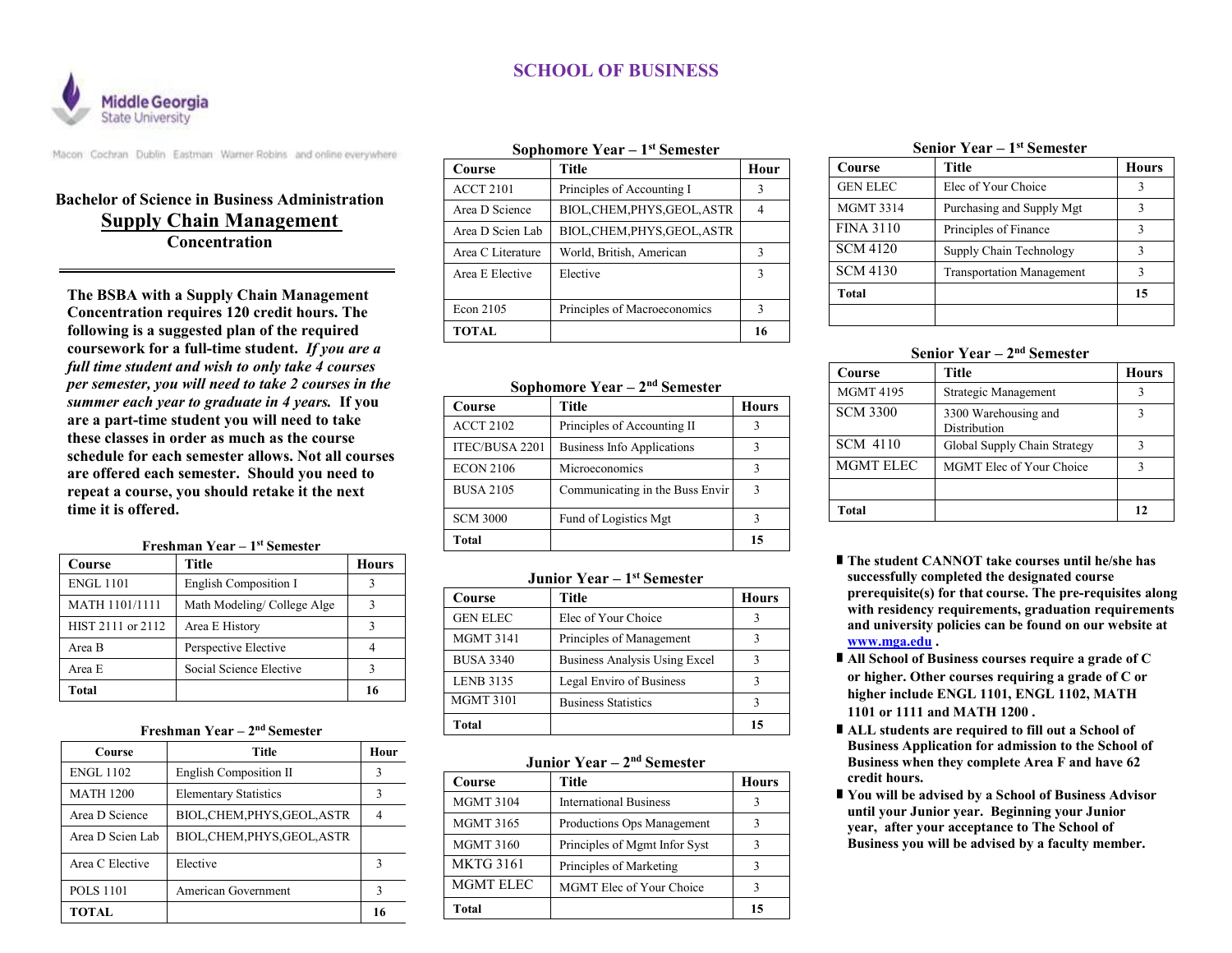# SCHOOL OF BUSINESS

Middle Georgia State University

Macon Cochran Dublin Eastman Warner Robins and online everywhere

## Bachelor of Science in Business Administration
## Supply Chain Management
## Concentration

**The BSBA with a Supply Chain Management Concentration requires 120 credit hours. The following is a suggested plan of the required coursework for a full-time student.** ***If you are a full time student and wish to only take 4 courses per semester, you will need to take 2 courses in the summer each year to graduate in 4 years.*** **If you are a part-time student you will need to take these classes in order as much as the course schedule for each semester allows. Not all courses are offered each semester. Should you need to repeat a course, you should retake it the next time it is offered.**

### Freshman Year – 1st Semester

| Course | Title | Hours |
|---|---|---|
| ENGL 1101 | English Composition I | 3 |
| MATH 1101/1111 | Math Modeling/ College Alge | 3 |
| HIST 2111 or 2112 | Area E History | 3 |
| Area B | Perspective Elective | 4 |
| Area E | Social Science Elective | 3 |
| **Total** | | **16** |

### Freshman Year – 2nd Semester

| Course | Title | Hour |
|---|---|---|
| ENGL 1102 | English Composition II | 3 |
| MATH 1200 | Elementary Statistics | 3 |
| Area D Science | BIOL,CHEM,PHYS,GEOL,ASTR | 4 |
| Area D Scien Lab | BIOL,CHEM,PHYS,GEOL,ASTR | |
| Area C Elective | Elective | 3 |
| POLS 1101 | American Government | 3 |
| **TOTAL** | | **16** |

### Sophomore Year – 1st Semester

| Course | Title | Hour |
|---|---|---|
| ACCT 2101 | Principles of Accounting I | 3 |
| Area D Science | BIOL,CHEM,PHYS,GEOL,ASTR | 4 |
| Area D Scien Lab | BIOL,CHEM,PHYS,GEOL,ASTR | |
| Area C Literature | World, British, American | 3 |
| Area E Elective | Elective | 3 |
| Econ 2105 | Principles of Macroeconomics | 3 |
| **TOTAL** | | **16** |

### Sophomore Year – 2nd Semester

| Course | Title | Hours |
|---|---|---|
| ACCT 2102 | Principles of Accounting II | 3 |
| ITEC/BUSA 2201 | Business Info Applications | 3 |
| ECON 2106 | Microeconomics | 3 |
| BUSA 2105 | Communicating in the Buss Envir | 3 |
| SCM 3000 | Fund of Logistics Mgt | 3 |
| **Total** | | **15** |

### Junior Year – 1st Semester

| Course | Title | Hours |
|---|---|---|
| GEN ELEC | Elec of Your Choice | 3 |
| MGMT 3141 | Principles of Management | 3 |
| BUSA 3340 | Business Analysis Using Excel | 3 |
| LENB 3135 | Legal Enviro of Business | 3 |
| MGMT 3101 | Business Statistics | 3 |
| **Total** | | **15** |

### Junior Year – 2nd Semester

| Course | Title | Hours |
|---|---|---|
| MGMT 3104 | International Business | 3 |
| MGMT 3165 | Productions Ops Management | 3 |
| MGMT 3160 | Principles of Mgmt Infor Syst | 3 |
| MKTG 3161 | Principles of Marketing | 3 |
| MGMT ELEC | MGMT Elec of Your Choice | 3 |
| **Total** | | **15** |

### Senior Year – 1st Semester

| Course | Title | Hours |
|---|---|---|
| GEN ELEC | Elec of Your Choice | 3 |
| MGMT 3314 | Purchasing and Supply Mgt | 3 |
| FINA 3110 | Principles of Finance | 3 |
| SCM 4120 | Supply Chain Technology | 3 |
| SCM 4130 | Transportation Management | 3 |
| **Total** | | **15** |
| | | |

### Senior Year – 2nd Semester

| Course | Title | Hours |
|---|---|---|
| MGMT 4195 | Strategic Management | 3 |
| SCM 3300 | 3300 Warehousing and Distribution | 3 |
| SCM 4110 | Global Supply Chain Strategy | 3 |
| MGMT ELEC | MGMT Elec of Your Choice | 3 |
| | | |
| **Total** | | **12** |

- **The student CANNOT take courses until he/she has successfully completed the designated course prerequisite(s) for that course. The pre-requisites along with residency requirements, graduation requirements and university policies can be found on our website at [www.mga.edu](http://www.mga.edu) .**
- **All School of Business courses require a grade of C or higher. Other courses requiring a grade of C or higher include ENGL 1101, ENGL 1102, MATH 1101 or 1111 and MATH 1200 .**
- **ALL students are required to fill out a School of Business Application for admission to the School of Business when they complete Area F and have 62 credit hours.**
- **You will be advised by a School of Business Advisor until your Junior year. Beginning your Junior year, after your acceptance to The School of Business you will be advised by a faculty member.**